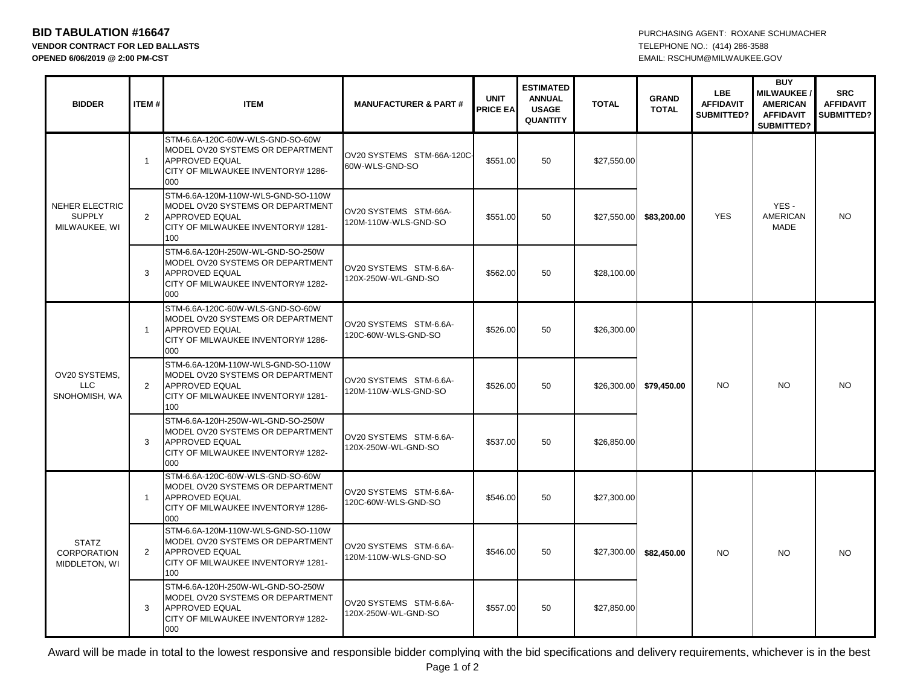**BID TABULATION #16647**
**VENDOR CONTRACT FOR LED BALLASTS**
**OPENED 6/06/2019 @ 2:00 PM-CST**

PURCHASING AGENT: ROXANE SCHUMACHER
TELEPHONE NO.: (414) 286-3588
EMAIL: RSCHUM@MILWAUKEE.GOV

| BIDDER | ITEM # | ITEM | MANUFACTURER & PART # | UNIT PRICE EA | ESTIMATED ANNUAL USAGE QUANTITY | TOTAL | GRAND TOTAL | LBE AFFIDAVIT SUBMITTED? | BUY MILWAUKEE / AMERICAN AFFIDAVIT SUBMITTED? | SRC AFFIDAVIT SUBMITTED? |
|---|---|---|---|---|---|---|---|---|---|---|
| NEHER ELECTRIC SUPPLY MILWAUKEE, WI | 1 | STM-6.6A-120C-60W-WLS-GND-SO-60W MODEL OV20 SYSTEMS OR DEPARTMENT APPROVED EQUAL CITY OF MILWAUKEE INVENTORY# 1286-000 | OV20 SYSTEMS STM-66A-120C-60W-WLS-GND-SO | $551.00 | 50 | $27,550.00 | $83,200.00 | YES | YES - AMERICAN MADE | NO |
| | 2 | STM-6.6A-120M-110W-WLS-GND-SO-110W MODEL OV20 SYSTEMS OR DEPARTMENT APPROVED EQUAL CITY OF MILWAUKEE INVENTORY# 1281-100 | OV20 SYSTEMS STM-66A-120M-110W-WLS-GND-SO | $551.00 | 50 | $27,550.00 | | | | |
| | 3 | STM-6.6A-120H-250W-WL-GND-SO-250W MODEL OV20 SYSTEMS OR DEPARTMENT APPROVED EQUAL CITY OF MILWAUKEE INVENTORY# 1282-000 | OV20 SYSTEMS STM-6.6A-120X-250W-WL-GND-SO | $562.00 | 50 | $28,100.00 | | | | |
| OV20 SYSTEMS, LLC SNOHOMISH, WA | 1 | STM-6.6A-120C-60W-WLS-GND-SO-60W MODEL OV20 SYSTEMS OR DEPARTMENT APPROVED EQUAL CITY OF MILWAUKEE INVENTORY# 1286-000 | OV20 SYSTEMS STM-6.6A-120C-60W-WLS-GND-SO | $526.00 | 50 | $26,300.00 | $79,450.00 | NO | NO | NO |
| | 2 | STM-6.6A-120M-110W-WLS-GND-SO-110W MODEL OV20 SYSTEMS OR DEPARTMENT APPROVED EQUAL CITY OF MILWAUKEE INVENTORY# 1281-100 | OV20 SYSTEMS STM-6.6A-120M-110W-WLS-GND-SO | $526.00 | 50 | $26,300.00 | | | | |
| | 3 | STM-6.6A-120H-250W-WL-GND-SO-250W MODEL OV20 SYSTEMS OR DEPARTMENT APPROVED EQUAL CITY OF MILWAUKEE INVENTORY# 1282-000 | OV20 SYSTEMS STM-6.6A-120X-250W-WL-GND-SO | $537.00 | 50 | $26,850.00 | | | | |
| STATZ CORPORATION MIDDLETON, WI | 1 | STM-6.6A-120C-60W-WLS-GND-SO-60W MODEL OV20 SYSTEMS OR DEPARTMENT APPROVED EQUAL CITY OF MILWAUKEE INVENTORY# 1286-000 | OV20 SYSTEMS STM-6.6A-120C-60W-WLS-GND-SO | $546.00 | 50 | $27,300.00 | $82,450.00 | NO | NO | NO |
| | 2 | STM-6.6A-120M-110W-WLS-GND-SO-110W MODEL OV20 SYSTEMS OR DEPARTMENT APPROVED EQUAL CITY OF MILWAUKEE INVENTORY# 1281-100 | OV20 SYSTEMS STM-6.6A-120M-110W-WLS-GND-SO | $546.00 | 50 | $27,300.00 | | | | |
| | 3 | STM-6.6A-120H-250W-WL-GND-SO-250W MODEL OV20 SYSTEMS OR DEPARTMENT APPROVED EQUAL CITY OF MILWAUKEE INVENTORY# 1282-000 | OV20 SYSTEMS STM-6.6A-120X-250W-WL-GND-SO | $557.00 | 50 | $27,850.00 | | | | |

Award will be made in total to the lowest responsive and responsible bidder complying with the bid specifications and delivery requirements, whichever is in the best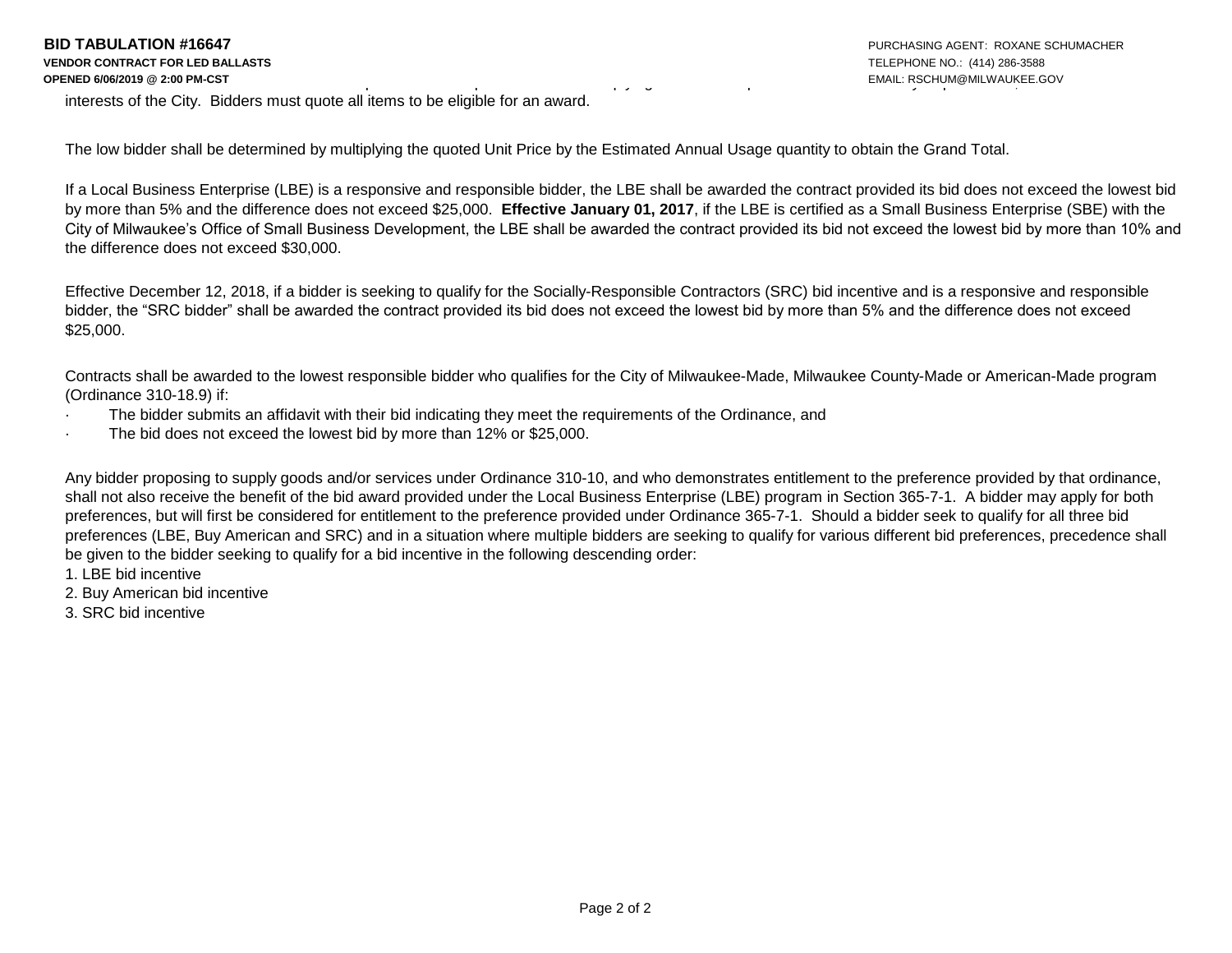interests of the City. Bidders must quote all items to be eligible for an award.

The low bidder shall be determined by multiplying the quoted Unit Price by the Estimated Annual Usage quantity to obtain the Grand Total.

If a Local Business Enterprise (LBE) is a responsive and responsible bidder, the LBE shall be awarded the contract provided its bid does not exceed the lowest bid by more than 5% and the difference does not exceed $25,000. **Effective January 01, 2017**, if the LBE is certified as a Small Business Enterprise (SBE) with the City of Milwaukee's Office of Small Business Development, the LBE shall be awarded the contract provided its bid not exceed the lowest bid by more than 10% and the difference does not exceed $30,000.

Effective December 12, 2018, if a bidder is seeking to qualify for the Socially-Responsible Contractors (SRC) bid incentive and is a responsive and responsible bidder, the "SRC bidder" shall be awarded the contract provided its bid does not exceed the lowest bid by more than 5% and the difference does not exceed $25,000.

Contracts shall be awarded to the lowest responsible bidder who qualifies for the City of Milwaukee-Made, Milwaukee County-Made or American-Made program (Ordinance 310-18.9) if:

- The bidder submits an affidavit with their bid indicating they meet the requirements of the Ordinance, and
- The bid does not exceed the lowest bid by more than 12% or $25,000.

Any bidder proposing to supply goods and/or services under Ordinance 310-10, and who demonstrates entitlement to the preference provided by that ordinance, shall not also receive the benefit of the bid award provided under the Local Business Enterprise (LBE) program in Section 365-7-1. A bidder may apply for both preferences, but will first be considered for entitlement to the preference provided under Ordinance 365-7-1. Should a bidder seek to qualify for all three bid preferences (LBE, Buy American and SRC) and in a situation where multiple bidders are seeking to qualify for various different bid preferences, precedence shall be given to the bidder seeking to qualify for a bid incentive in the following descending order:

1. LBE bid incentive
2. Buy American bid incentive
3. SRC bid incentive